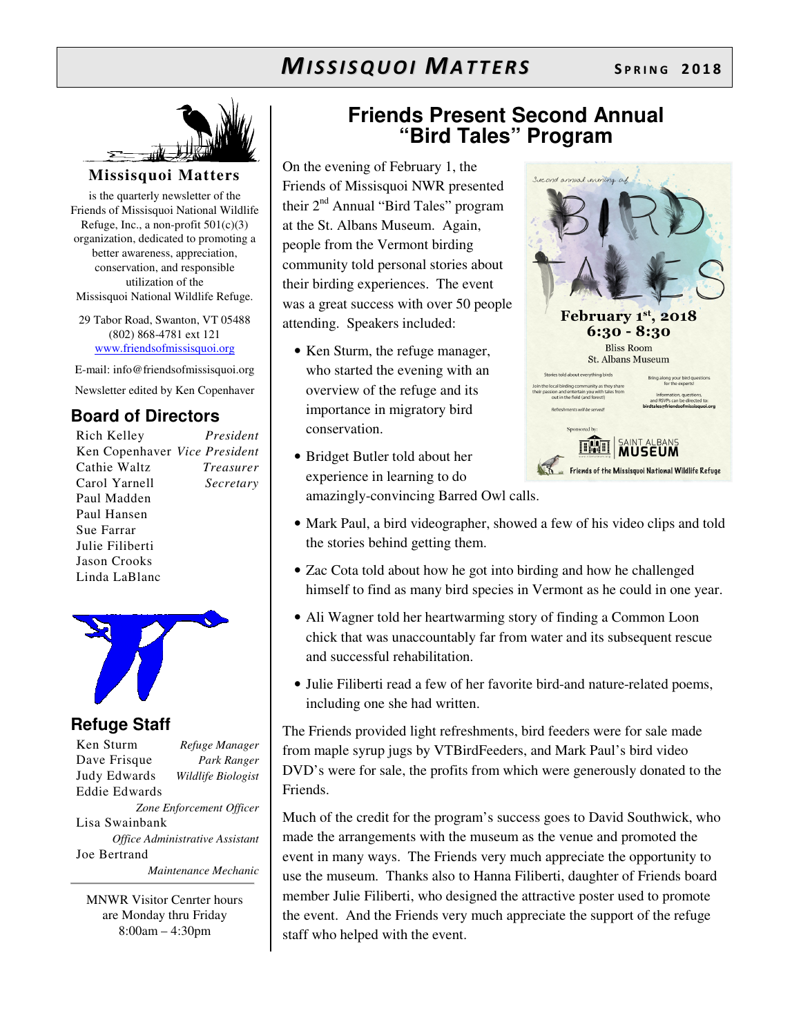# Missisquoi Matters — Spring 2018

**Missisquoi Matters**

is the quarterly newsletter of the Friends of Missisquoi National Wildlife Refuge, Inc., a non-profit 501(c)(3) organization, dedicated to promoting a better awareness, appreciation, conservation, and responsible utilization of the Missisquoi National Wildlife Refuge.

29 Tabor Road, Swanton, VT 05488
(802) 868-4781 ext 121
www.friendsofmissisquoi.org

E-mail: info@friendsofmissisquoi.org

Newsletter edited by Ken Copenhaver

## Board of Directors

| Name | Position |
|---|---|
| Rich Kelley | *President* |
| Ken Copenhaver | *Vice President* |
| Cathie Waltz | *Treasurer* |
| Carol Yarnell | *Secretary* |
| Paul Madden | |
| Paul Hansen | |
| Sue Farrar | |
| Julie Filiberti | |
| Jason Crooks | |
| Linda LaBlanc | |

## Refuge Staff

| Name | Position |
|---|---|
| Ken Sturm | *Refuge Manager* |
| Dave Frisque | *Park Ranger* |
| Judy Edwards | *Wildlife Biologist* |
| Eddie Edwards | *Zone Enforcement Officer* |
| Lisa Swainbank | *Office Administrative Assistant* |
| Joe Bertrand | *Maintenance Mechanic* |

MNWR Visitor Cenrter hours are Monday thru Friday 8:00am – 4:30pm

## Friends Present Second Annual "Bird Tales" Program

On the evening of February 1, the Friends of Missisquoi NWR presented their 2nd Annual "Bird Tales" program at the St. Albans Museum. Again, people from the Vermont birding community told personal stories about their birding experiences. The event was a great success with over 50 people attending. Speakers included:

- Ken Sturm, the refuge manager, who started the evening with an overview of the refuge and its importance in migratory bird conservation.
- Bridget Butler told about her experience in learning to do amazingly-convincing Barred Owl calls.
- Mark Paul, a bird videographer, showed a few of his video clips and told the stories behind getting them.
- Zac Cota told about how he got into birding and how he challenged himself to find as many bird species in Vermont as he could in one year.
- Ali Wagner told her heartwarming story of finding a Common Loon chick that was unaccountably far from water and its subsequent rescue and successful rehabilitation.
- Julie Filiberti read a few of her favorite bird-and nature-related poems, including one she had written.

The Friends provided light refreshments, bird feeders were for sale made from maple syrup jugs by VTBirdFeeders, and Mark Paul's bird video DVD's were for sale, the profits from which were generously donated to the Friends.

Much of the credit for the program's success goes to David Southwick, who made the arrangements with the museum as the venue and promoted the event in many ways. The Friends very much appreciate the opportunity to use the museum. Thanks also to Hanna Filiberti, daughter of Friends board member Julie Filiberti, who designed the attractive poster used to promote the event. And the Friends very much appreciate the support of the refuge staff who helped with the event.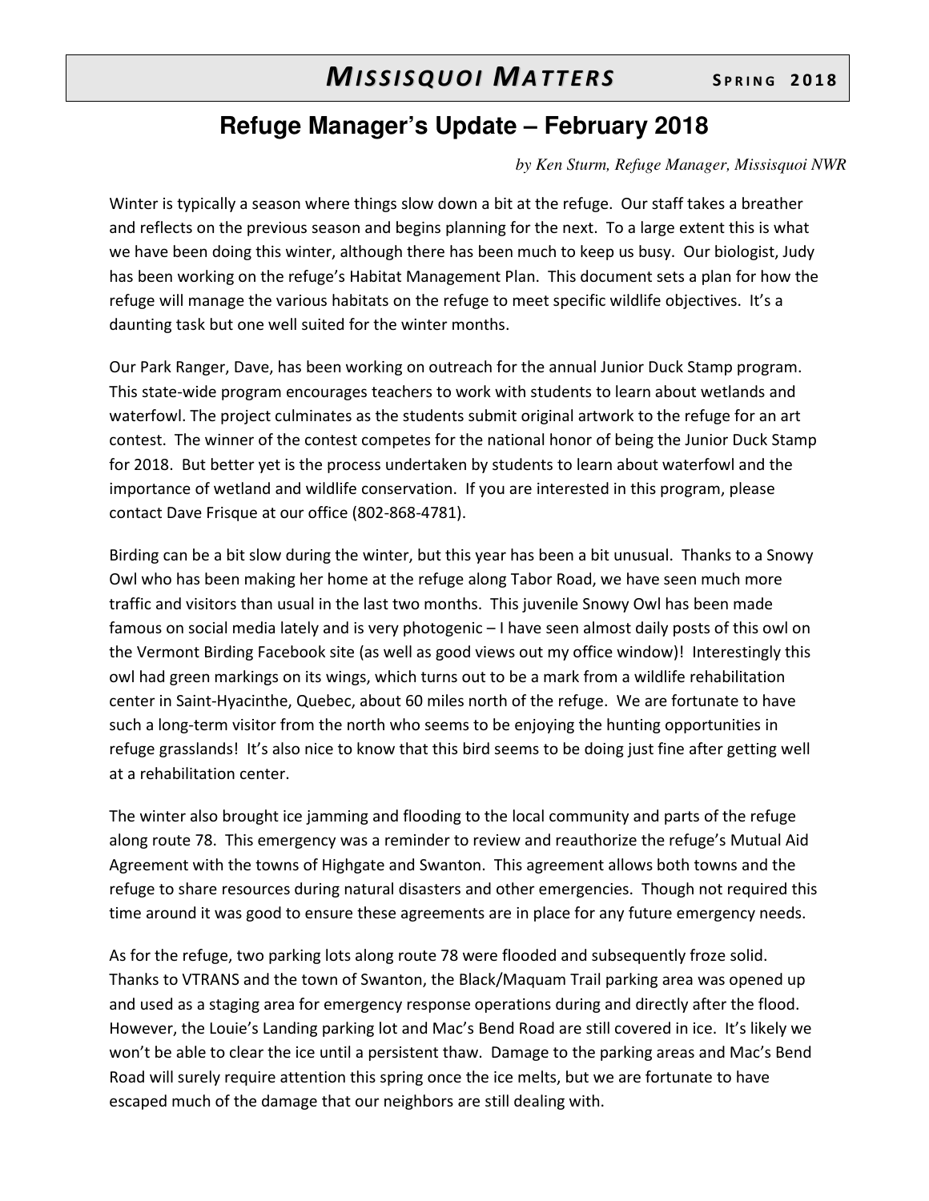## Refuge Manager's Update – February 2018

*by Ken Sturm, Refuge Manager, Missisquoi NWR*

Winter is typically a season where things slow down a bit at the refuge. Our staff takes a breather and reflects on the previous season and begins planning for the next. To a large extent this is what we have been doing this winter, although there has been much to keep us busy. Our biologist, Judy has been working on the refuge's Habitat Management Plan. This document sets a plan for how the refuge will manage the various habitats on the refuge to meet specific wildlife objectives. It's a daunting task but one well suited for the winter months.

Our Park Ranger, Dave, has been working on outreach for the annual Junior Duck Stamp program. This state-wide program encourages teachers to work with students to learn about wetlands and waterfowl. The project culminates as the students submit original artwork to the refuge for an art contest. The winner of the contest competes for the national honor of being the Junior Duck Stamp for 2018. But better yet is the process undertaken by students to learn about waterfowl and the importance of wetland and wildlife conservation. If you are interested in this program, please contact Dave Frisque at our office (802-868-4781).

Birding can be a bit slow during the winter, but this year has been a bit unusual. Thanks to a Snowy Owl who has been making her home at the refuge along Tabor Road, we have seen much more traffic and visitors than usual in the last two months. This juvenile Snowy Owl has been made famous on social media lately and is very photogenic – I have seen almost daily posts of this owl on the Vermont Birding Facebook site (as well as good views out my office window)! Interestingly this owl had green markings on its wings, which turns out to be a mark from a wildlife rehabilitation center in Saint-Hyacinthe, Quebec, about 60 miles north of the refuge. We are fortunate to have such a long-term visitor from the north who seems to be enjoying the hunting opportunities in refuge grasslands! It's also nice to know that this bird seems to be doing just fine after getting well at a rehabilitation center.

The winter also brought ice jamming and flooding to the local community and parts of the refuge along route 78. This emergency was a reminder to review and reauthorize the refuge's Mutual Aid Agreement with the towns of Highgate and Swanton. This agreement allows both towns and the refuge to share resources during natural disasters and other emergencies. Though not required this time around it was good to ensure these agreements are in place for any future emergency needs.

As for the refuge, two parking lots along route 78 were flooded and subsequently froze solid. Thanks to VTRANS and the town of Swanton, the Black/Maquam Trail parking area was opened up and used as a staging area for emergency response operations during and directly after the flood. However, the Louie's Landing parking lot and Mac's Bend Road are still covered in ice. It's likely we won't be able to clear the ice until a persistent thaw. Damage to the parking areas and Mac's Bend Road will surely require attention this spring once the ice melts, but we are fortunate to have escaped much of the damage that our neighbors are still dealing with.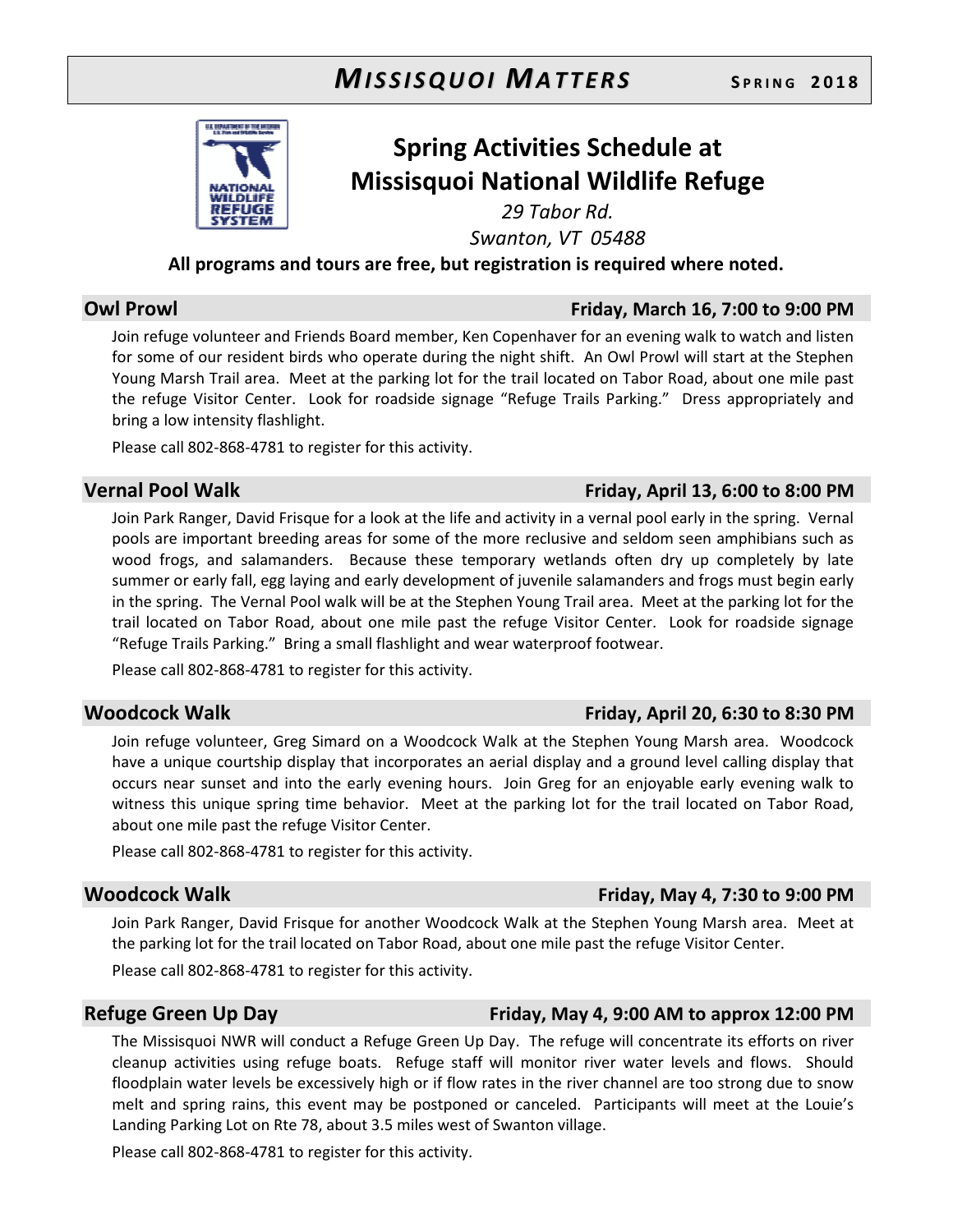# Spring Activities Schedule at Missisquoi National Wildlife Refuge

*29 Tabor Rd.*

*Swanton, VT 05488*

**All programs and tours are free, but registration is required where noted.**

## Owl Prowl — Friday, March 16, 7:00 to 9:00 PM

Join refuge volunteer and Friends Board member, Ken Copenhaver for an evening walk to watch and listen for some of our resident birds who operate during the night shift. An Owl Prowl will start at the Stephen Young Marsh Trail area. Meet at the parking lot for the trail located on Tabor Road, about one mile past the refuge Visitor Center. Look for roadside signage "Refuge Trails Parking." Dress appropriately and bring a low intensity flashlight.

Please call 802-868-4781 to register for this activity.

## Vernal Pool Walk — Friday, April 13, 6:00 to 8:00 PM

Join Park Ranger, David Frisque for a look at the life and activity in a vernal pool early in the spring. Vernal pools are important breeding areas for some of the more reclusive and seldom seen amphibians such as wood frogs, and salamanders. Because these temporary wetlands often dry up completely by late summer or early fall, egg laying and early development of juvenile salamanders and frogs must begin early in the spring. The Vernal Pool walk will be at the Stephen Young Trail area. Meet at the parking lot for the trail located on Tabor Road, about one mile past the refuge Visitor Center. Look for roadside signage "Refuge Trails Parking." Bring a small flashlight and wear waterproof footwear.

Please call 802-868-4781 to register for this activity.

## Woodcock Walk — Friday, April 20, 6:30 to 8:30 PM

Join refuge volunteer, Greg Simard on a Woodcock Walk at the Stephen Young Marsh area. Woodcock have a unique courtship display that incorporates an aerial display and a ground level calling display that occurs near sunset and into the early evening hours. Join Greg for an enjoyable early evening walk to witness this unique spring time behavior. Meet at the parking lot for the trail located on Tabor Road, about one mile past the refuge Visitor Center.

Please call 802-868-4781 to register for this activity.

## Woodcock Walk — Friday, May 4, 7:30 to 9:00 PM

Join Park Ranger, David Frisque for another Woodcock Walk at the Stephen Young Marsh area. Meet at the parking lot for the trail located on Tabor Road, about one mile past the refuge Visitor Center.

Please call 802-868-4781 to register for this activity.

## Refuge Green Up Day — Friday, May 4, 9:00 AM to approx 12:00 PM

The Missisquoi NWR will conduct a Refuge Green Up Day. The refuge will concentrate its efforts on river cleanup activities using refuge boats. Refuge staff will monitor river water levels and flows. Should floodplain water levels be excessively high or if flow rates in the river channel are too strong due to snow melt and spring rains, this event may be postponed or canceled. Participants will meet at the Louie's Landing Parking Lot on Rte 78, about 3.5 miles west of Swanton village.

Please call 802-868-4781 to register for this activity.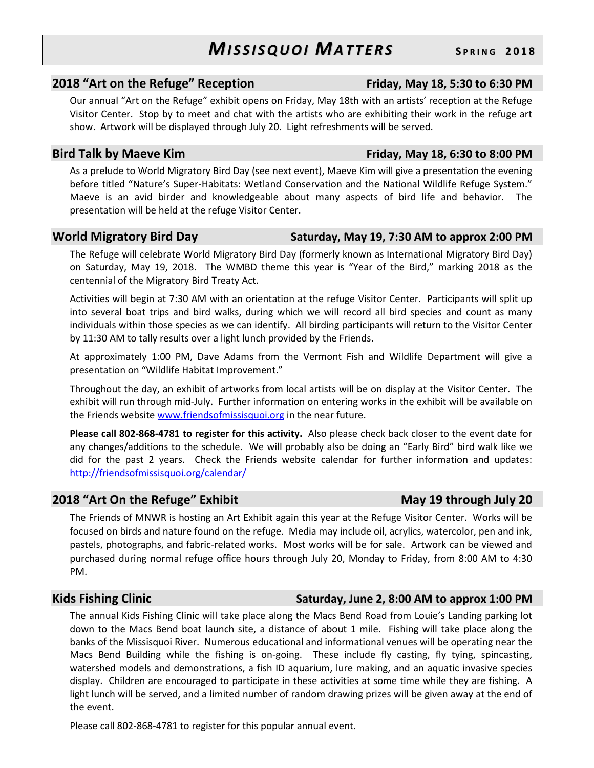## 2018 "Art on the Refuge" Reception — Friday, May 18, 5:30 to 6:30 PM

Our annual "Art on the Refuge" exhibit opens on Friday, May 18th with an artists' reception at the Refuge Visitor Center. Stop by to meet and chat with the artists who are exhibiting their work in the refuge art show. Artwork will be displayed through July 20. Light refreshments will be served.

## Bird Talk by Maeve Kim — Friday, May 18, 6:30 to 8:00 PM

As a prelude to World Migratory Bird Day (see next event), Maeve Kim will give a presentation the evening before titled "Nature's Super-Habitats: Wetland Conservation and the National Wildlife Refuge System." Maeve is an avid birder and knowledgeable about many aspects of bird life and behavior. The presentation will be held at the refuge Visitor Center.

## World Migratory Bird Day — Saturday, May 19, 7:30 AM to approx 2:00 PM

The Refuge will celebrate World Migratory Bird Day (formerly known as International Migratory Bird Day) on Saturday, May 19, 2018. The WMBD theme this year is "Year of the Bird," marking 2018 as the centennial of the Migratory Bird Treaty Act.

Activities will begin at 7:30 AM with an orientation at the refuge Visitor Center. Participants will split up into several boat trips and bird walks, during which we will record all bird species and count as many individuals within those species as we can identify. All birding participants will return to the Visitor Center by 11:30 AM to tally results over a light lunch provided by the Friends.

At approximately 1:00 PM, Dave Adams from the Vermont Fish and Wildlife Department will give a presentation on "Wildlife Habitat Improvement."

Throughout the day, an exhibit of artworks from local artists will be on display at the Visitor Center. The exhibit will run through mid-July. Further information on entering works in the exhibit will be available on the Friends website www.friendsofmissisquoi.org in the near future.

**Please call 802-868-4781 to register for this activity.** Also please check back closer to the event date for any changes/additions to the schedule. We will probably also be doing an "Early Bird" bird walk like we did for the past 2 years. Check the Friends website calendar for further information and updates: http://friendsofmissisquoi.org/calendar/

## 2018 "Art On the Refuge" Exhibit — May 19 through July 20

The Friends of MNWR is hosting an Art Exhibit again this year at the Refuge Visitor Center. Works will be focused on birds and nature found on the refuge. Media may include oil, acrylics, watercolor, pen and ink, pastels, photographs, and fabric-related works. Most works will be for sale. Artwork can be viewed and purchased during normal refuge office hours through July 20, Monday to Friday, from 8:00 AM to 4:30 PM.

## Kids Fishing Clinic — Saturday, June 2, 8:00 AM to approx 1:00 PM

The annual Kids Fishing Clinic will take place along the Macs Bend Road from Louie's Landing parking lot down to the Macs Bend boat launch site, a distance of about 1 mile. Fishing will take place along the banks of the Missisquoi River. Numerous educational and informational venues will be operating near the Macs Bend Building while the fishing is on-going. These include fly casting, fly tying, spincasting, watershed models and demonstrations, a fish ID aquarium, lure making, and an aquatic invasive species display. Children are encouraged to participate in these activities at some time while they are fishing. A light lunch will be served, and a limited number of random drawing prizes will be given away at the end of the event.

Please call 802-868-4781 to register for this popular annual event.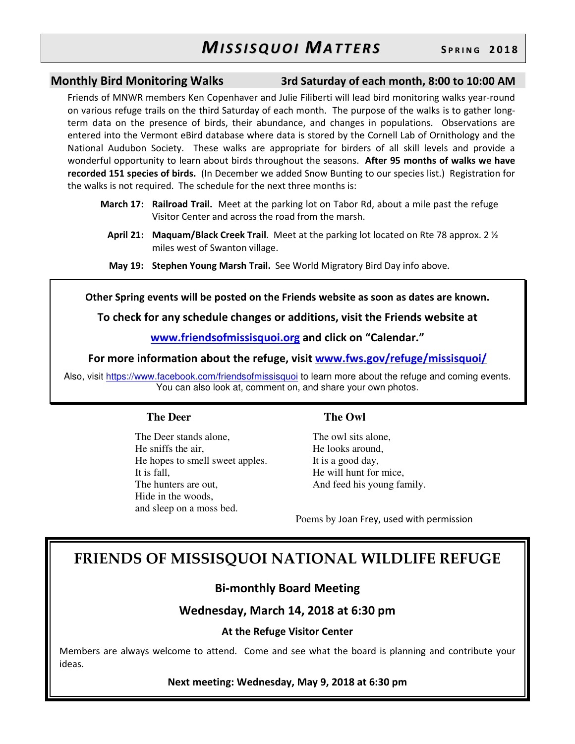## Monthly Bird Monitoring Walks — 3rd Saturday of each month, 8:00 to 10:00 AM

Friends of MNWR members Ken Copenhaver and Julie Filiberti will lead bird monitoring walks year-round on various refuge trails on the third Saturday of each month. The purpose of the walks is to gather long-term data on the presence of birds, their abundance, and changes in populations. Observations are entered into the Vermont eBird database where data is stored by the Cornell Lab of Ornithology and the National Audubon Society. These walks are appropriate for birders of all skill levels and provide a wonderful opportunity to learn about birds throughout the seasons. **After 95 months of walks we have recorded 151 species of birds.** (In December we added Snow Bunting to our species list.) Registration for the walks is not required. The schedule for the next three months is:

**March 17:** **Railroad Trail.** Meet at the parking lot on Tabor Rd, about a mile past the refuge Visitor Center and across the road from the marsh.

**April 21:** **Maquam/Black Creek Trail**. Meet at the parking lot located on Rte 78 approx. 2 ½ miles west of Swanton village.

**May 19:** **Stephen Young Marsh Trail.** See World Migratory Bird Day info above.

**Other Spring events will be posted on the Friends website as soon as dates are known.**

**To check for any schedule changes or additions, visit the Friends website at**

**www.friendsofmissisquoi.org and click on "Calendar."**

**For more information about the refuge, visit www.fws.gov/refuge/missisquoi/**

Also, visit https://www.facebook.com/friendsofmissisquoi to learn more about the refuge and coming events. You can also look at, comment on, and share your own photos.

### The Deer

The Deer stands alone,
He sniffs the air,
He hopes to smell sweet apples.
It is fall,
The hunters are out,
Hide in the woods,
and sleep on a moss bed.

### The Owl

The owl sits alone,
He looks around,
It is a good day,
He will hunt for mice,
And feed his young family.

Poems by Joan Frey, used with permission

## FRIENDS OF MISSISQUOI NATIONAL WILDLIFE REFUGE

### Bi-monthly Board Meeting

### Wednesday, March 14, 2018 at 6:30 pm

**At the Refuge Visitor Center**

Members are always welcome to attend. Come and see what the board is planning and contribute your ideas.

**Next meeting: Wednesday, May 9, 2018 at 6:30 pm**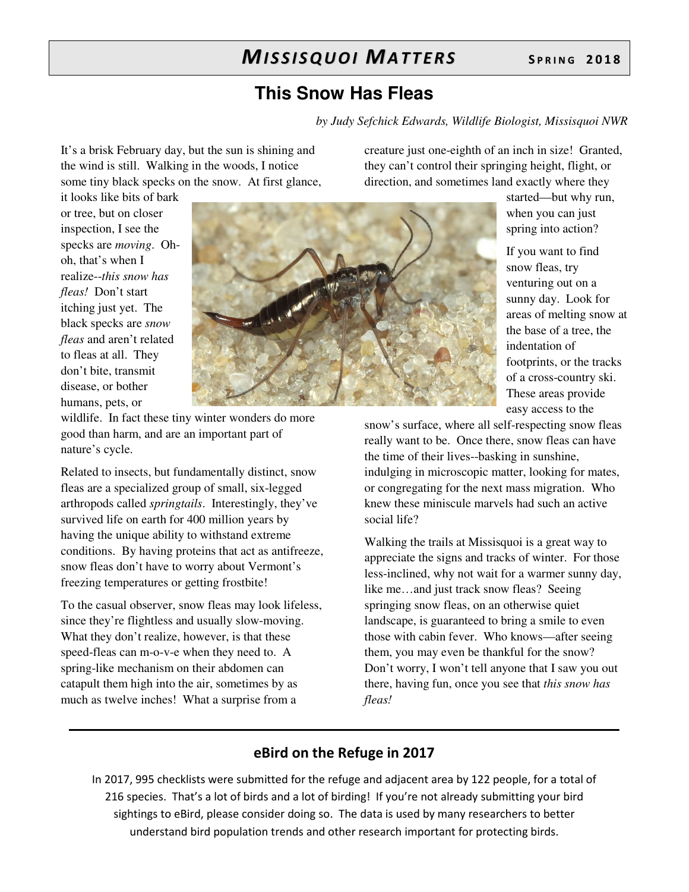# This Snow Has Fleas

*by Judy Sefchick Edwards, Wildlife Biologist, Missisquoi NWR*

It's a brisk February day, but the sun is shining and the wind is still. Walking in the woods, I notice some tiny black specks on the snow. At first glance, it looks like bits of bark or tree, but on closer inspection, I see the specks are *moving*. Oh-oh, that's when I realize--*this snow has fleas!* Don't start itching just yet. The black specks are *snow fleas* and aren't related to fleas at all. They don't bite, transmit disease, or bother humans, pets, or wildlife. In fact these tiny winter wonders do more good than harm, and are an important part of nature's cycle.

Related to insects, but fundamentally distinct, snow fleas are a specialized group of small, six-legged arthropods called *springtails*. Interestingly, they've survived life on earth for 400 million years by having the unique ability to withstand extreme conditions. By having proteins that act as antifreeze, snow fleas don't have to worry about Vermont's freezing temperatures or getting frostbite!

To the casual observer, snow fleas may look lifeless, since they're flightless and usually slow-moving. What they don't realize, however, is that these speed-fleas can m-o-v-e when they need to. A spring-like mechanism on their abdomen can catapult them high into the air, sometimes by as much as twelve inches! What a surprise from a creature just one-eighth of an inch in size! Granted, they can't control their springing height, flight, or direction, and sometimes land exactly where they started—but why run, when you can just spring into action?

If you want to find snow fleas, try venturing out on a sunny day. Look for areas of melting snow at the base of a tree, the indentation of footprints, or the tracks of a cross-country ski. These areas provide easy access to the snow's surface, where all self-respecting snow fleas really want to be. Once there, snow fleas can have the time of their lives--basking in sunshine, indulging in microscopic matter, looking for mates, or congregating for the next mass migration. Who knew these miniscule marvels had such an active social life?

Walking the trails at Missisquoi is a great way to appreciate the signs and tracks of winter. For those less-inclined, why not wait for a warmer sunny day, like me…and just track snow fleas? Seeing springing snow fleas, on an otherwise quiet landscape, is guaranteed to bring a smile to even those with cabin fever. Who knows—after seeing them, you may even be thankful for the snow? Don't worry, I won't tell anyone that I saw you out there, having fun, once you see that *this snow has fleas!*

---

## eBird on the Refuge in 2017

In 2017, 995 checklists were submitted for the refuge and adjacent area by 122 people, for a total of 216 species. That's a lot of birds and a lot of birding! If you're not already submitting your bird sightings to eBird, please consider doing so. The data is used by many researchers to better understand bird population trends and other research important for protecting birds.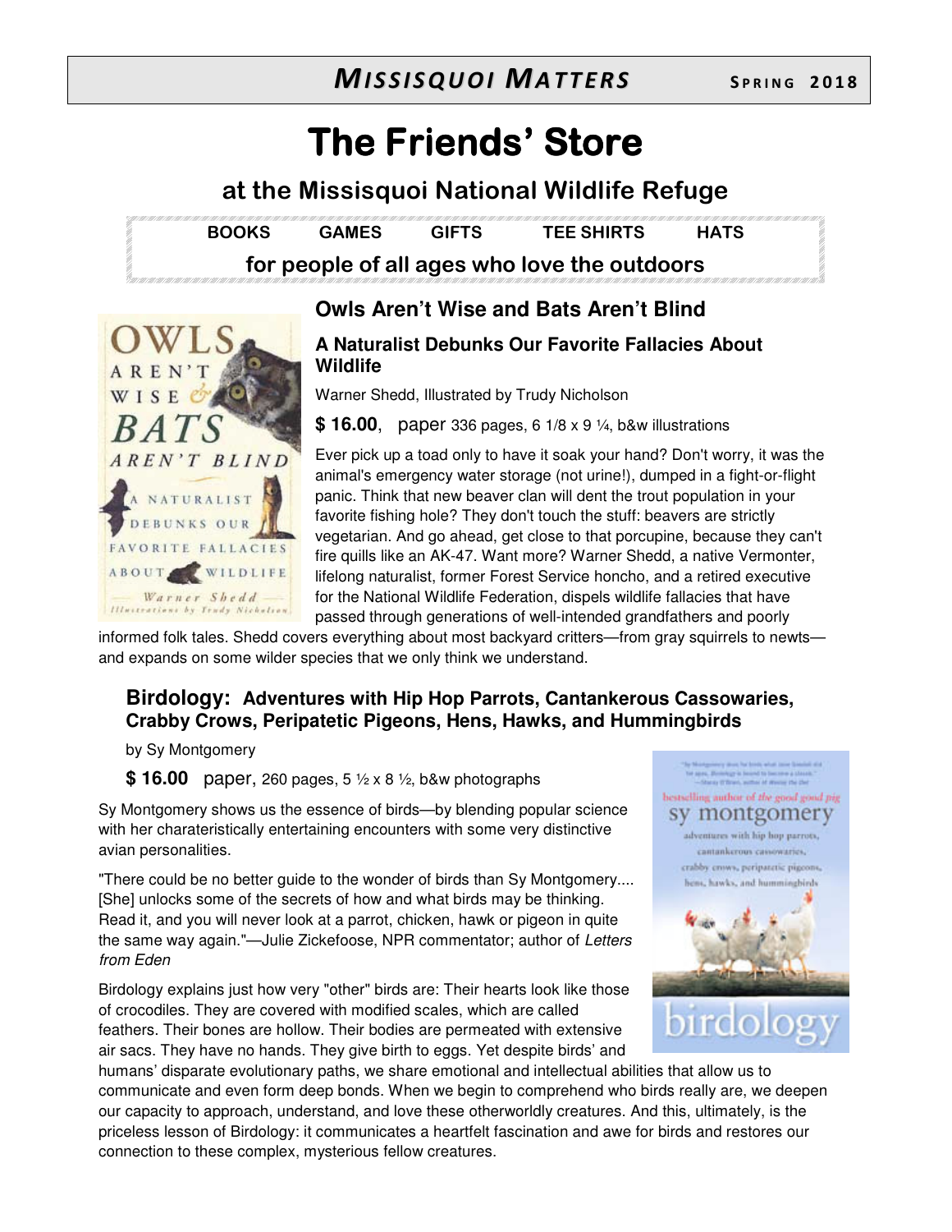# The Friends' Store

## at the Missisquoi National Wildlife Refuge

**BOOKS GAMES GIFTS TEE SHIRTS HATS**

**for people of all ages who love the outdoors**

## Owls Aren't Wise and Bats Aren't Blind

### A Naturalist Debunks Our Favorite Fallacies About Wildlife

Warner Shedd, Illustrated by Trudy Nicholson

**$ 16.00**, paper 336 pages, 6 1/8 x 9 ¼, b&w illustrations

Ever pick up a toad only to have it soak your hand? Don't worry, it was the animal's emergency water storage (not urine!), dumped in a fight-or-flight panic. Think that new beaver clan will dent the trout population in your favorite fishing hole? They don't touch the stuff: beavers are strictly vegetarian. And go ahead, get close to that porcupine, because they can't fire quills like an AK-47. Want more? Warner Shedd, a native Vermonter, lifelong naturalist, former Forest Service honcho, and a retired executive for the National Wildlife Federation, dispels wildlife fallacies that have passed through generations of well-intended grandfathers and poorly informed folk tales. Shedd covers everything about most backyard critters—from gray squirrels to newts—and expands on some wilder species that we only think we understand.

## Birdology: Adventures with Hip Hop Parrots, Cantankerous Cassowaries, Crabby Crows, Peripatetic Pigeons, Hens, Hawks, and Hummingbirds

by Sy Montgomery

**$ 16.00** paper, 260 pages, 5 ½ x 8 ½, b&w photographs

Sy Montgomery shows us the essence of birds—by blending popular science with her charateristically entertaining encounters with some very distinctive avian personalities.

"There could be no better guide to the wonder of birds than Sy Montgomery.... [She] unlocks some of the secrets of how and what birds may be thinking. Read it, and you will never look at a parrot, chicken, hawk or pigeon in quite the same way again."—Julie Zickefoose, NPR commentator; author of *Letters from Eden*

Birdology explains just how very "other" birds are: Their hearts look like those of crocodiles. They are covered with modified scales, which are called feathers. Their bones are hollow. Their bodies are permeated with extensive air sacs. They have no hands. They give birth to eggs. Yet despite birds' and humans' disparate evolutionary paths, we share emotional and intellectual abilities that allow us to communicate and even form deep bonds. When we begin to comprehend who birds really are, we deepen our capacity to approach, understand, and love these otherworldly creatures. And this, ultimately, is the priceless lesson of Birdology: it communicates a heartfelt fascination and awe for birds and restores our connection to these complex, mysterious fellow creatures.